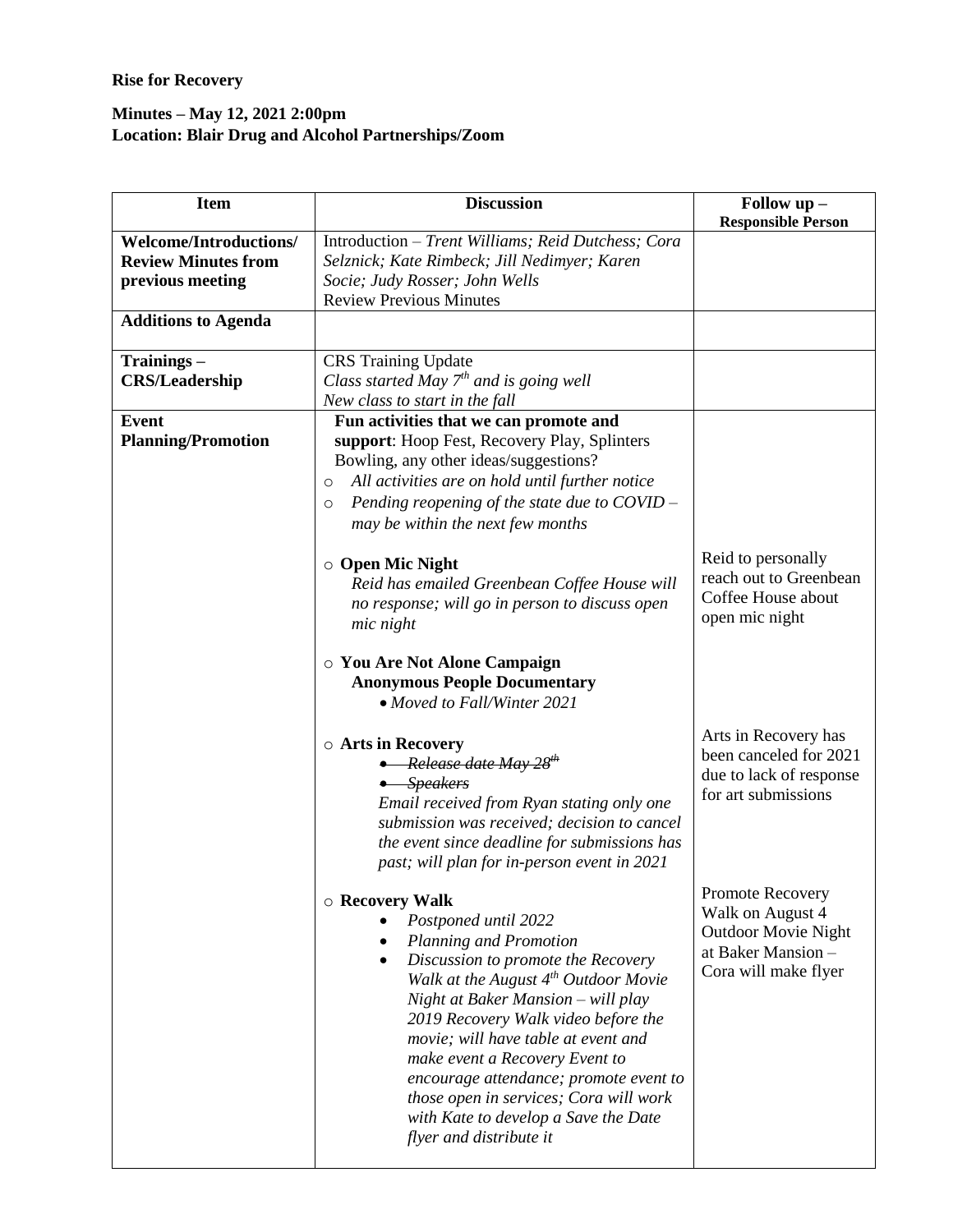**Rise for Recovery**

**Minutes – May 12, 2021 2:00pm**
**Location: Blair Drug and Alcohol Partnerships/Zoom**

| Item | Discussion | Follow up – Responsible Person |
|---|---|---|
| **Welcome/Introductions/ Review Minutes from previous meeting** | Introduction – *Trent Williams; Reid Dutchess; Cora Selznick; Kate Rimbeck; Jill Nedimyer; Karen Socie; Judy Rosser; John Wells*<br>Review Previous Minutes | |
| **Additions to Agenda** | | |
| **Trainings – CRS/Leadership** | CRS Training Update<br>*Class started May 7th and is going well*<br>*New class to start in the fall* | |
| **Event Planning/Promotion** | **Fun activities that we can promote and support**: Hoop Fest, Recovery Play, Splinters Bowling, any other ideas/suggestions?<br>o *All activities are on hold until further notice*<br>o *Pending reopening of the state due to COVID – may be within the next few months* | |
| | o **Open Mic Night**<br>*Reid has emailed Greenbean Coffee House will no response; will go in person to discuss open mic night* | Reid to personally reach out to Greenbean Coffee House about open mic night |
| | o **You Are Not Alone Campaign**<br>**Anonymous People Documentary**<br>• *Moved to Fall/Winter 2021* | |
| | o **Arts in Recovery**<br>• ~~*Release date May 28th*~~<br>• ~~*Speakers*~~<br>*Email received from Ryan stating only one submission was received; decision to cancel the event since deadline for submissions has past; will plan for in-person event in 2021* | Arts in Recovery has been canceled for 2021 due to lack of response for art submissions |
| | o **Recovery Walk**<br>• *Postponed until 2022*<br>• *Planning and Promotion*<br>• *Discussion to promote the Recovery Walk at the August 4th Outdoor Movie Night at Baker Mansion – will play 2019 Recovery Walk video before the movie; will have table at event and make event a Recovery Event to encourage attendance; promote event to those open in services; Cora will work with Kate to develop a Save the Date flyer and distribute it* | Promote Recovery Walk on August 4 Outdoor Movie Night at Baker Mansion – Cora will make flyer |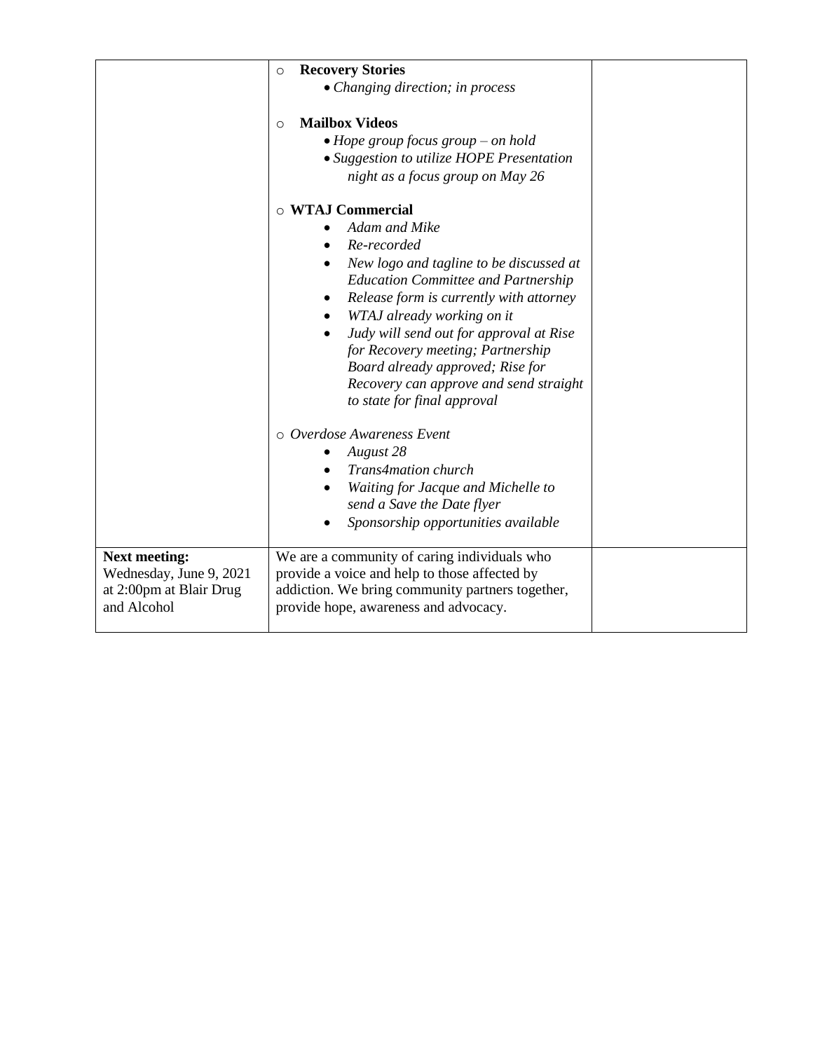| | | |
|---|---|---|
| | ○ **Recovery Stories**<br>• *Changing direction; in process*<br><br>○ **Mailbox Videos**<br>• *Hope group focus group – on hold*<br>• *Suggestion to utilize HOPE Presentation night as a focus group on May 26*<br><br>○ **WTAJ Commercial**<br>• *Adam and Mike*<br>• *Re-recorded*<br>• *New logo and tagline to be discussed at Education Committee and Partnership*<br>• *Release form is currently with attorney*<br>• *WTAJ already working on it*<br>• *Judy will send out for approval at Rise for Recovery meeting; Partnership Board already approved; Rise for Recovery can approve and send straight to state for final approval*<br><br>○ *Overdose Awareness Event*<br>• *August 28*<br>• *Trans4mation church*<br>• *Waiting for Jacque and Michelle to send a Save the Date flyer*<br>• *Sponsorship opportunities available* | |
| **Next meeting:** Wednesday, June 9, 2021 at 2:00pm at Blair Drug and Alcohol | We are a community of caring individuals who provide a voice and help to those affected by addiction. We bring community partners together, provide hope, awareness and advocacy. | |